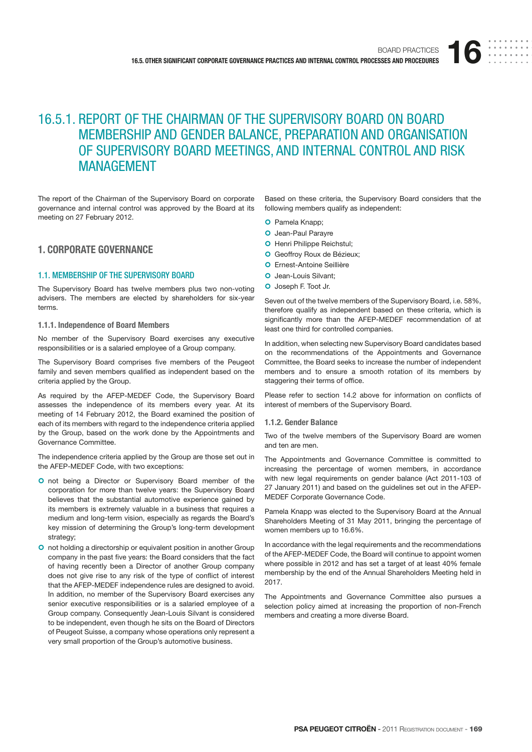# 16.5.1. REPORT OF THE CHAIRMAN OF THE SUPERVISORY BOARD ON BOARD MEMBERSHIP AND GENDER BALANCE, PREPARATION AND ORGANISATION OF SUPERVISORY BOARD MEETINGS, AND INTERNAL CONTROL AND RISK MANAGEMENT

The report of the Chairman of the Supervisory Board on corporate governance and internal control was approved by the Board at its meeting on 27 February 2012.

## 1. CORPORATE GOVERNANCE

### 1.1. MEMBERSHIP OF THE SUPERVISORY BOARD

The Supervisory Board has twelve members plus two non-voting advisers. The members are elected by shareholders for six-year terms.

#### 1.1.1. Independence of Board Members

No member of the Supervisory Board exercises any executive responsibilities or is a salaried employee of a Group company.

The Supervisory Board comprises five members of the Peugeot family and seven members qualified as independent based on the criteria applied by the Group.

As required by the AFEP-MEDEF Code, the Supervisory Board assesses the independence of its members every year. At its meeting of 14 February 2012, the Board examined the position of each of its members with regard to the independence criteria applied by the Group, based on the work done by the Appointments and Governance Committee.

The independence criteria applied by the Group are those set out in the AFEP-MEDEF Code, with two exceptions:

- not being a Director or Supervisory Board member of the corporation for more than twelve years: the Supervisory Board believes that the substantial automotive experience gained by its members is extremely valuable in a business that requires a medium and long-term vision, especially as regards the Board's key mission of determining the Group's long-term development strategy;
- not holding a directorship or equivalent position in another Group company in the past five years: the Board considers that the fact of having recently been a Director of another Group company does not give rise to any risk of the type of conflict of interest that the AFEP-MEDEF independence rules are designed to avoid. In addition, no member of the Supervisory Board exercises any senior executive responsibilities or is a salaried employee of a Group company. Consequently Jean-Louis Silvant is considered to be independent, even though he sits on the Board of Directors of Peugeot Suisse, a company whose operations only represent a very small proportion of the Group's automotive business.

Based on these criteria, the Supervisory Board considers that the following members qualify as independent:

- Pamela Knapp;
- Jean-Paul Parayre
- Henri Philippe Reichstul;
- Geoffroy Roux de Bézieux;
- Ernest-Antoine Seillière
- Jean-Louis Silvant;
- Joseph F. Toot Jr.

Seven out of the twelve members of the Supervisory Board, i.e. 58%, therefore qualify as independent based on these criteria, which is significantly more than the AFEP-MEDEF recommendation of at least one third for controlled companies.

In addition, when selecting new Supervisory Board candidates based on the recommendations of the Appointments and Governance Committee, the Board seeks to increase the number of independent members and to ensure a smooth rotation of its members by staggering their terms of office.

Please refer to section 14.2 above for information on conflicts of interest of members of the Supervisory Board.

#### 1.1.2. Gender Balance

Two of the twelve members of the Supervisory Board are women and ten are men.

The Appointments and Governance Committee is committed to increasing the percentage of women members, in accordance with new legal requirements on gender balance (Act 2011-103 of 27 January 2011) and based on the guidelines set out in the AFEP-MEDEF Corporate Governance Code.

Pamela Knapp was elected to the Supervisory Board at the Annual Shareholders Meeting of 31 May 2011, bringing the percentage of women members up to 16.6%.

In accordance with the legal requirements and the recommendations of the AFEP-MEDEF Code, the Board will continue to appoint women where possible in 2012 and has set a target of at least 40% female membership by the end of the Annual Shareholders Meeting held in 2017.

The Appointments and Governance Committee also pursues a selection policy aimed at increasing the proportion of non-French members and creating a more diverse Board.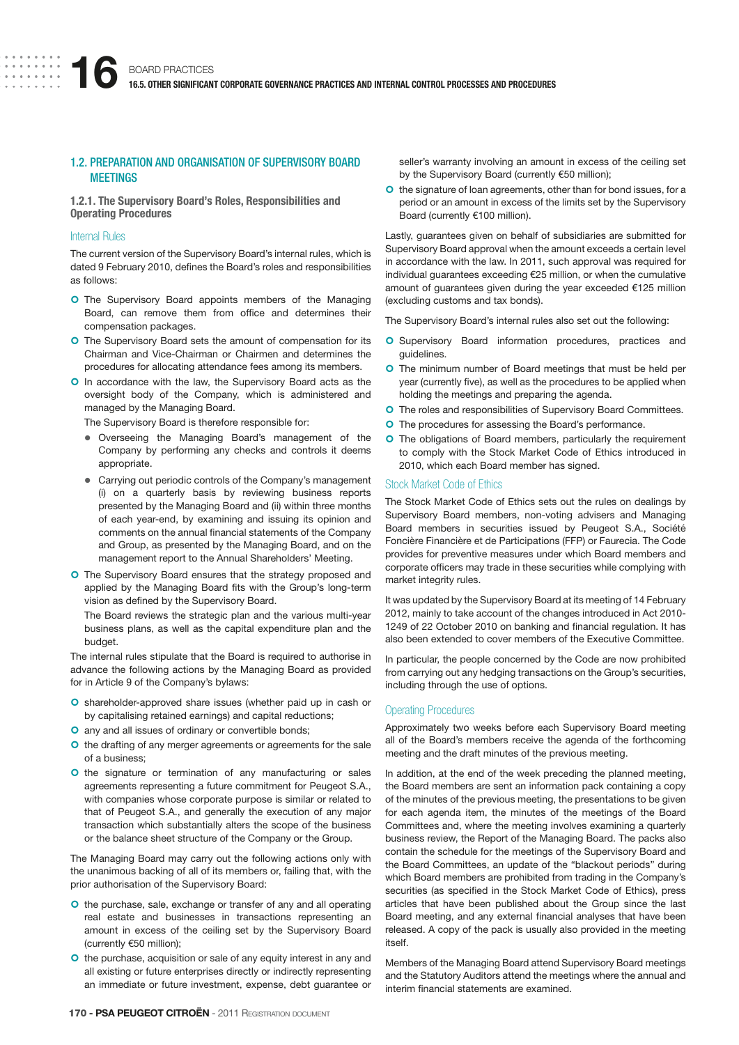## 1.2. PREPARATION AND ORGANISATION OF SUPERVISORY BOARD MEETINGS

### 1.2.1. The Supervisory Board's Roles, Responsibilities and Operating Procedures

#### Internal Rules

The current version of the Supervisory Board's internal rules, which is dated 9 February 2010, defines the Board's roles and responsibilities as follows:

- The Supervisory Board appoints members of the Managing Board, can remove them from office and determines their compensation packages.
- The Supervisory Board sets the amount of compensation for its Chairman and Vice-Chairman or Chairmen and determines the procedures for allocating attendance fees among its members.
- In accordance with the law, the Supervisory Board acts as the oversight body of the Company, which is administered and managed by the Managing Board.

  The Supervisory Board is therefore responsible for:
  - Overseeing the Managing Board's management of the Company by performing any checks and controls it deems appropriate.
  - Carrying out periodic controls of the Company's management (i) on a quarterly basis by reviewing business reports presented by the Managing Board and (ii) within three months of each year-end, by examining and issuing its opinion and comments on the annual financial statements of the Company and Group, as presented by the Managing Board, and on the management report to the Annual Shareholders' Meeting.
- The Supervisory Board ensures that the strategy proposed and applied by the Managing Board fits with the Group's long-term vision as defined by the Supervisory Board.

  The Board reviews the strategic plan and the various multi-year business plans, as well as the capital expenditure plan and the budget.

The internal rules stipulate that the Board is required to authorise in advance the following actions by the Managing Board as provided for in Article 9 of the Company's bylaws:

- shareholder-approved share issues (whether paid up in cash or by capitalising retained earnings) and capital reductions;
- any and all issues of ordinary or convertible bonds;
- the drafting of any merger agreements or agreements for the sale of a business;
- the signature or termination of any manufacturing or sales agreements representing a future commitment for Peugeot S.A., with companies whose corporate purpose is similar or related to that of Peugeot S.A., and generally the execution of any major transaction which substantially alters the scope of the business or the balance sheet structure of the Company or the Group.

The Managing Board may carry out the following actions only with the unanimous backing of all of its members or, failing that, with the prior authorisation of the Supervisory Board:

- the purchase, sale, exchange or transfer of any and all operating real estate and businesses in transactions representing an amount in excess of the ceiling set by the Supervisory Board (currently €50 million);
- the purchase, acquisition or sale of any equity interest in any and all existing or future enterprises directly or indirectly representing an immediate or future investment, expense, debt guarantee or seller's warranty involving an amount in excess of the ceiling set by the Supervisory Board (currently €50 million);
- the signature of loan agreements, other than for bond issues, for a period or an amount in excess of the limits set by the Supervisory Board (currently €100 million).

Lastly, guarantees given on behalf of subsidiaries are submitted for Supervisory Board approval when the amount exceeds a certain level in accordance with the law. In 2011, such approval was required for individual guarantees exceeding €25 million, or when the cumulative amount of guarantees given during the year exceeded €125 million (excluding customs and tax bonds).

The Supervisory Board's internal rules also set out the following:

- Supervisory Board information procedures, practices and guidelines.
- The minimum number of Board meetings that must be held per year (currently five), as well as the procedures to be applied when holding the meetings and preparing the agenda.
- The roles and responsibilities of Supervisory Board Committees.
- The procedures for assessing the Board's performance.
- The obligations of Board members, particularly the requirement to comply with the Stock Market Code of Ethics introduced in 2010, which each Board member has signed.

#### Stock Market Code of Ethics

The Stock Market Code of Ethics sets out the rules on dealings by Supervisory Board members, non-voting advisers and Managing Board members in securities issued by Peugeot S.A., Société Foncière Financière et de Participations (FFP) or Faurecia. The Code provides for preventive measures under which Board members and corporate officers may trade in these securities while complying with market integrity rules.

It was updated by the Supervisory Board at its meeting of 14 February 2012, mainly to take account of the changes introduced in Act 2010-1249 of 22 October 2010 on banking and financial regulation. It has also been extended to cover members of the Executive Committee.

In particular, the people concerned by the Code are now prohibited from carrying out any hedging transactions on the Group's securities, including through the use of options.

#### Operating Procedures

Approximately two weeks before each Supervisory Board meeting all of the Board's members receive the agenda of the forthcoming meeting and the draft minutes of the previous meeting.

In addition, at the end of the week preceding the planned meeting, the Board members are sent an information pack containing a copy of the minutes of the previous meeting, the presentations to be given for each agenda item, the minutes of the meetings of the Board Committees and, where the meeting involves examining a quarterly business review, the Report of the Managing Board. The packs also contain the schedule for the meetings of the Supervisory Board and the Board Committees, an update of the "blackout periods" during which Board members are prohibited from trading in the Company's securities (as specified in the Stock Market Code of Ethics), press articles that have been published about the Group since the last Board meeting, and any external financial analyses that have been released. A copy of the pack is usually also provided in the meeting itself.

Members of the Managing Board attend Supervisory Board meetings and the Statutory Auditors attend the meetings where the annual and interim financial statements are examined.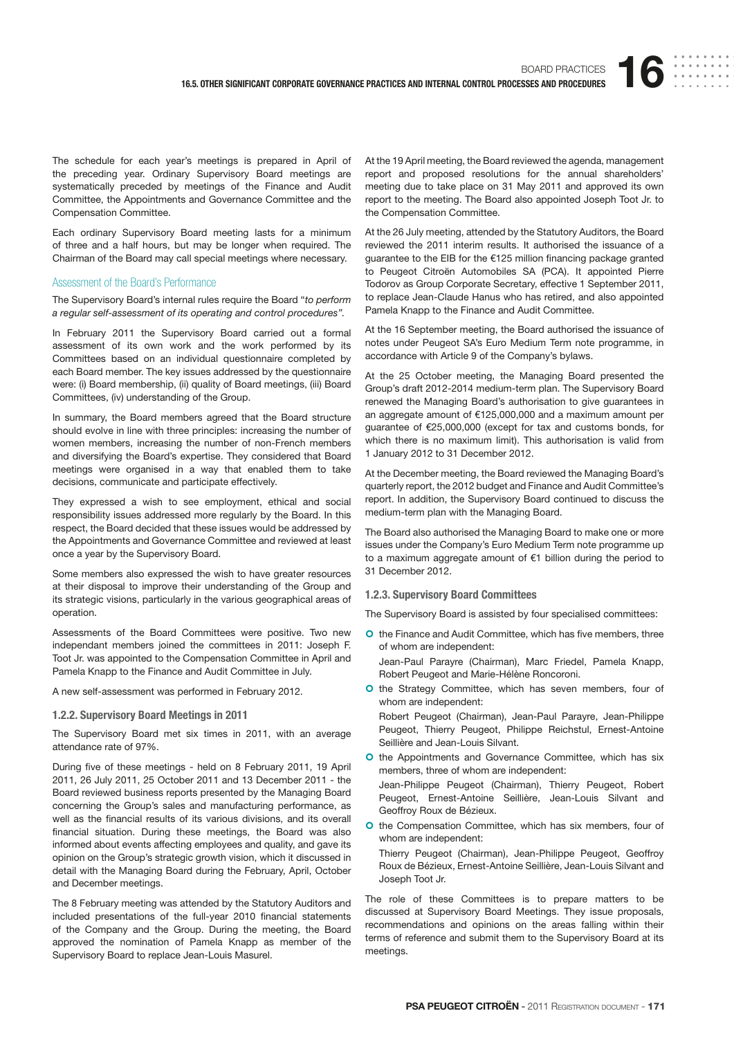The schedule for each year's meetings is prepared in April of the preceding year. Ordinary Supervisory Board meetings are systematically preceded by meetings of the Finance and Audit Committee, the Appointments and Governance Committee and the Compensation Committee.

Each ordinary Supervisory Board meeting lasts for a minimum of three and a half hours, but may be longer when required. The Chairman of the Board may call special meetings where necessary.

#### Assessment of the Board's Performance

The Supervisory Board's internal rules require the Board "*to perform a regular self-assessment of its operating and control procedures*".

In February 2011 the Supervisory Board carried out a formal assessment of its own work and the work performed by its Committees based on an individual questionnaire completed by each Board member. The key issues addressed by the questionnaire were: (i) Board membership, (ii) quality of Board meetings, (iii) Board Committees, (iv) understanding of the Group.

In summary, the Board members agreed that the Board structure should evolve in line with three principles: increasing the number of women members, increasing the number of non-French members and diversifying the Board's expertise. They considered that Board meetings were organised in a way that enabled them to take decisions, communicate and participate effectively.

They expressed a wish to see employment, ethical and social responsibility issues addressed more regularly by the Board. In this respect, the Board decided that these issues would be addressed by the Appointments and Governance Committee and reviewed at least once a year by the Supervisory Board.

Some members also expressed the wish to have greater resources at their disposal to improve their understanding of the Group and its strategic visions, particularly in the various geographical areas of operation.

Assessments of the Board Committees were positive. Two new independant members joined the committees in 2011: Joseph F. Toot Jr. was appointed to the Compensation Committee in April and Pamela Knapp to the Finance and Audit Committee in July.

A new self-assessment was performed in February 2012.

### 1.2.2. Supervisory Board Meetings in 2011

The Supervisory Board met six times in 2011, with an average attendance rate of 97%.

During five of these meetings - held on 8 February 2011, 19 April 2011, 26 July 2011, 25 October 2011 and 13 December 2011 - the Board reviewed business reports presented by the Managing Board concerning the Group's sales and manufacturing performance, as well as the financial results of its various divisions, and its overall financial situation. During these meetings, the Board was also informed about events affecting employees and quality, and gave its opinion on the Group's strategic growth vision, which it discussed in detail with the Managing Board during the February, April, October and December meetings.

The 8 February meeting was attended by the Statutory Auditors and included presentations of the full-year 2010 financial statements of the Company and the Group. During the meeting, the Board approved the nomination of Pamela Knapp as member of the Supervisory Board to replace Jean-Louis Masurel.

At the 19 April meeting, the Board reviewed the agenda, management report and proposed resolutions for the annual shareholders' meeting due to take place on 31 May 2011 and approved its own report to the meeting. The Board also appointed Joseph Toot Jr. to the Compensation Committee.

At the 26 July meeting, attended by the Statutory Auditors, the Board reviewed the 2011 interim results. It authorised the issuance of a guarantee to the EIB for the €125 million financing package granted to Peugeot Citroën Automobiles SA (PCA). It appointed Pierre Todorov as Group Corporate Secretary, effective 1 September 2011, to replace Jean-Claude Hanus who has retired, and also appointed Pamela Knapp to the Finance and Audit Committee.

At the 16 September meeting, the Board authorised the issuance of notes under Peugeot SA's Euro Medium Term note programme, in accordance with Article 9 of the Company's bylaws.

At the 25 October meeting, the Managing Board presented the Group's draft 2012-2014 medium-term plan. The Supervisory Board renewed the Managing Board's authorisation to give guarantees in an aggregate amount of €125,000,000 and a maximum amount per guarantee of €25,000,000 (except for tax and customs bonds, for which there is no maximum limit). This authorisation is valid from 1 January 2012 to 31 December 2012.

At the December meeting, the Board reviewed the Managing Board's quarterly report, the 2012 budget and Finance and Audit Committee's report. In addition, the Supervisory Board continued to discuss the medium-term plan with the Managing Board.

The Board also authorised the Managing Board to make one or more issues under the Company's Euro Medium Term note programme up to a maximum aggregate amount of €1 billion during the period to 31 December 2012.

### 1.2.3. Supervisory Board Committees

The Supervisory Board is assisted by four specialised committees:

- the Finance and Audit Committee, which has five members, three of whom are independent:

  Jean-Paul Parayre (Chairman), Marc Friedel, Pamela Knapp, Robert Peugeot and Marie-Hélène Roncoroni.
- the Strategy Committee, which has seven members, four of whom are independent:

  Robert Peugeot (Chairman), Jean-Paul Parayre, Jean-Philippe Peugeot, Thierry Peugeot, Philippe Reichstul, Ernest-Antoine Seillière and Jean-Louis Silvant.
- the Appointments and Governance Committee, which has six members, three of whom are independent:

  Jean-Philippe Peugeot (Chairman), Thierry Peugeot, Robert Peugeot, Ernest-Antoine Seillière, Jean-Louis Silvant and Geoffroy Roux de Bézieux.
- the Compensation Committee, which has six members, four of whom are independent:

  Thierry Peugeot (Chairman), Jean-Philippe Peugeot, Geoffroy Roux de Bézieux, Ernest-Antoine Seillière, Jean-Louis Silvant and Joseph Toot Jr.

The role of these Committees is to prepare matters to be discussed at Supervisory Board Meetings. They issue proposals, recommendations and opinions on the areas falling within their terms of reference and submit them to the Supervisory Board at its meetings.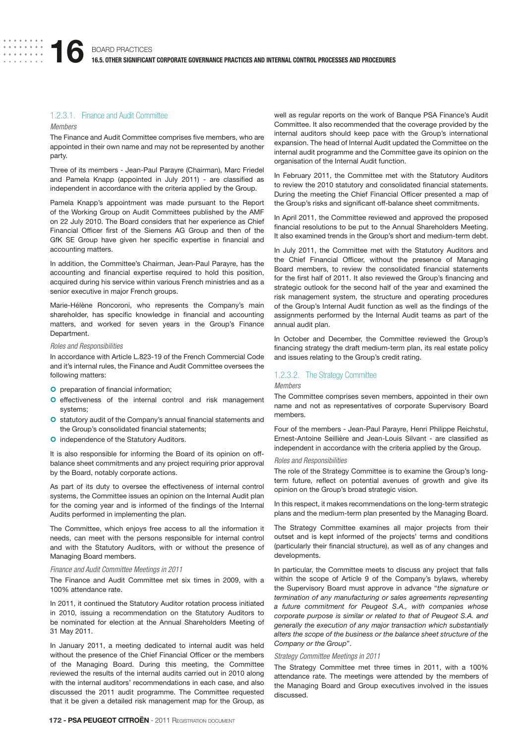#### 1.2.3.1. Finance and Audit Committee

*Members*

The Finance and Audit Committee comprises five members, who are appointed in their own name and may not be represented by another party.

Three of its members - Jean-Paul Parayre (Chairman), Marc Friedel and Pamela Knapp (appointed in July 2011) - are classified as independent in accordance with the criteria applied by the Group.

Pamela Knapp's appointment was made pursuant to the Report of the Working Group on Audit Committees published by the AMF on 22 July 2010. The Board considers that her experience as Chief Financial Officer first of the Siemens AG Group and then of the GfK SE Group have given her specific expertise in financial and accounting matters.

In addition, the Committee's Chairman, Jean-Paul Parayre, has the accounting and financial expertise required to hold this position, acquired during his service within various French ministries and as a senior executive in major French groups.

Marie-Hélène Roncoroni, who represents the Company's main shareholder, has specific knowledge in financial and accounting matters, and worked for seven years in the Group's Finance Department.

*Roles and Responsibilities*

In accordance with Article L.823-19 of the French Commercial Code and it's internal rules, the Finance and Audit Committee oversees the following matters:

- preparation of financial information;
- effectiveness of the internal control and risk management systems;
- statutory audit of the Company's annual financial statements and the Group's consolidated financial statements;
- independence of the Statutory Auditors.

It is also responsible for informing the Board of its opinion on off-balance sheet commitments and any project requiring prior approval by the Board, notably corporate actions.

As part of its duty to oversee the effectiveness of internal control systems, the Committee issues an opinion on the Internal Audit plan for the coming year and is informed of the findings of the Internal Audits performed in implementing the plan.

The Committee, which enjoys free access to all the information it needs, can meet with the persons responsible for internal control and with the Statutory Auditors, with or without the presence of Managing Board members.

*Finance and Audit Committee Meetings in 2011*

The Finance and Audit Committee met six times in 2009, with a 100% attendance rate.

In 2011, it continued the Statutory Auditor rotation process initiated in 2010, issuing a recommendation on the Statutory Auditors to be nominated for election at the Annual Shareholders Meeting of 31 May 2011.

In January 2011, a meeting dedicated to internal audit was held without the presence of the Chief Financial Officer or the members of the Managing Board. During this meeting, the Committee reviewed the results of the internal audits carried out in 2010 along with the internal auditors' recommendations in each case, and also discussed the 2011 audit programme. The Committee requested that it be given a detailed risk management map for the Group, as well as regular reports on the work of Banque PSA Finance's Audit Committee. It also recommended that the coverage provided by the internal auditors should keep pace with the Group's international expansion. The head of Internal Audit updated the Committee on the internal audit programme and the Committee gave its opinion on the organisation of the Internal Audit function.

In February 2011, the Committee met with the Statutory Auditors to review the 2010 statutory and consolidated financial statements. During the meeting the Chief Financial Officer presented a map of the Group's risks and significant off-balance sheet commitments.

In April 2011, the Committee reviewed and approved the proposed financial resolutions to be put to the Annual Shareholders Meeting. It also examined trends in the Group's short and medium-term debt.

In July 2011, the Committee met with the Statutory Auditors and the Chief Financial Officer, without the presence of Managing Board members, to review the consolidated financial statements for the first half of 2011. It also reviewed the Group's financing and strategic outlook for the second half of the year and examined the risk management system, the structure and operating procedures of the Group's Internal Audit function as well as the findings of the assignments performed by the Internal Audit teams as part of the annual audit plan.

In October and December, the Committee reviewed the Group's financing strategy the draft medium-term plan, its real estate policy and issues relating to the Group's credit rating.

#### 1.2.3.2. The Strategy Committee

*Members*

The Committee comprises seven members, appointed in their own name and not as representatives of corporate Supervisory Board members.

Four of the members - Jean-Paul Parayre, Henri Philippe Reichstul, Ernest-Antoine Seillière and Jean-Louis Silvant - are classified as independent in accordance with the criteria applied by the Group.

*Roles and Responsibilities*

The role of the Strategy Committee is to examine the Group's long-term future, reflect on potential avenues of growth and give its opinion on the Group's broad strategic vision.

In this respect, it makes recommendations on the long-term strategic plans and the medium-term plan presented by the Managing Board.

The Strategy Committee examines all major projects from their outset and is kept informed of the projects' terms and conditions (particularly their financial structure), as well as of any changes and developments.

In particular, the Committee meets to discuss any project that falls within the scope of Article 9 of the Company's bylaws, whereby the Supervisory Board must approve in advance "*the signature or termination of any manufacturing or sales agreements representing a future commitment for Peugeot S.A., with companies whose corporate purpose is similar or related to that of Peugeot S.A. and generally the execution of any major transaction which substantially alters the scope of the business or the balance sheet structure of the Company or the Group*".

*Strategy Committee Meetings in 2011*

The Strategy Committee met three times in 2011, with a 100% attendance rate. The meetings were attended by the members of the Managing Board and Group executives involved in the issues discussed.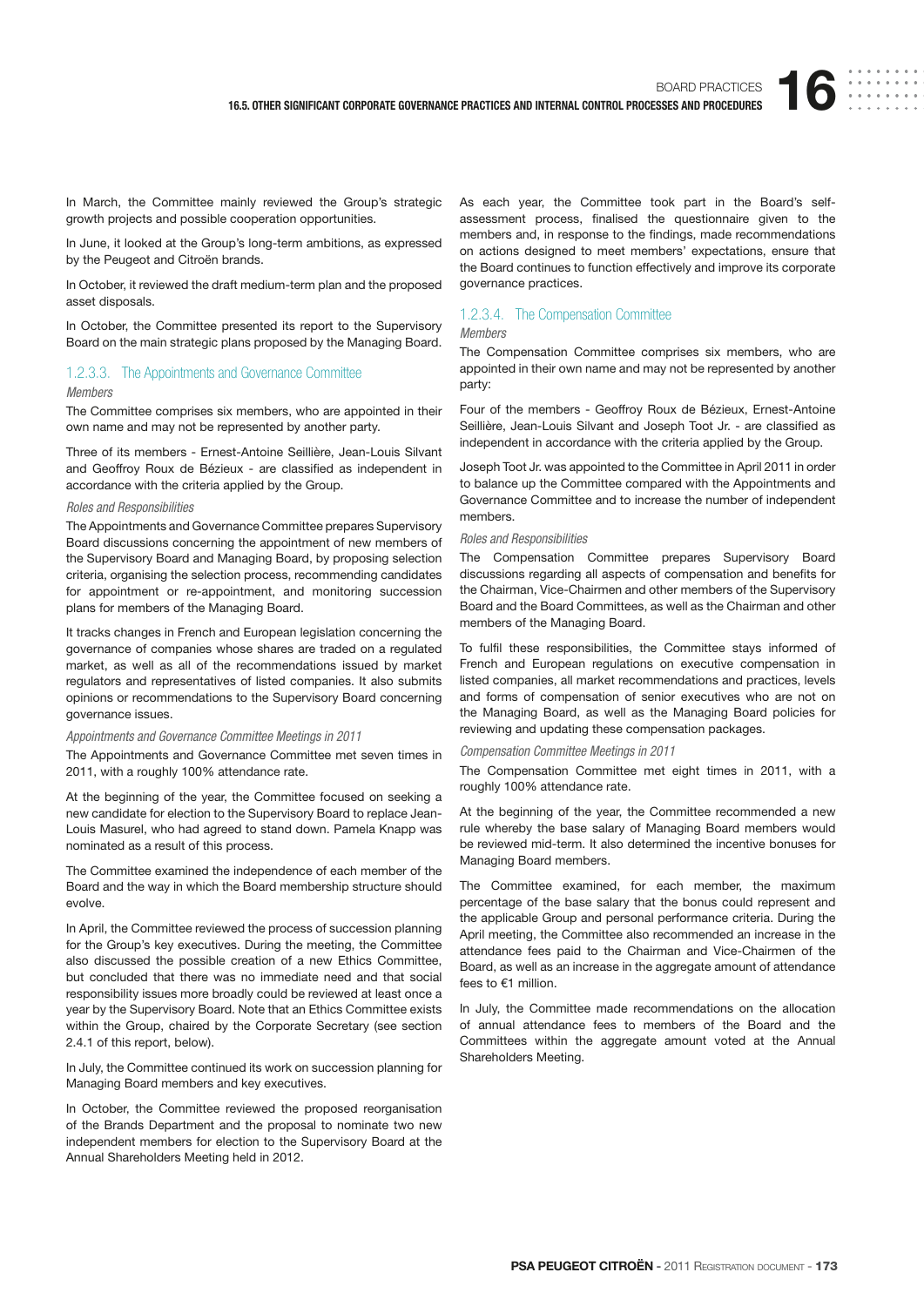In March, the Committee mainly reviewed the Group's strategic growth projects and possible cooperation opportunities.

In June, it looked at the Group's long-term ambitions, as expressed by the Peugeot and Citroën brands.

In October, it reviewed the draft medium-term plan and the proposed asset disposals.

In October, the Committee presented its report to the Supervisory Board on the main strategic plans proposed by the Managing Board.

#### 1.2.3.3. The Appointments and Governance Committee

*Members*

The Committee comprises six members, who are appointed in their own name and may not be represented by another party.

Three of its members - Ernest-Antoine Seillière, Jean-Louis Silvant and Geoffroy Roux de Bézieux - are classified as independent in accordance with the criteria applied by the Group.

*Roles and Responsibilities*

The Appointments and Governance Committee prepares Supervisory Board discussions concerning the appointment of new members of the Supervisory Board and Managing Board, by proposing selection criteria, organising the selection process, recommending candidates for appointment or re-appointment, and monitoring succession plans for members of the Managing Board.

It tracks changes in French and European legislation concerning the governance of companies whose shares are traded on a regulated market, as well as all of the recommendations issued by market regulators and representatives of listed companies. It also submits opinions or recommendations to the Supervisory Board concerning governance issues.

*Appointments and Governance Committee Meetings in 2011*

The Appointments and Governance Committee met seven times in 2011, with a roughly 100% attendance rate.

At the beginning of the year, the Committee focused on seeking a new candidate for election to the Supervisory Board to replace Jean-Louis Masurel, who had agreed to stand down. Pamela Knapp was nominated as a result of this process.

The Committee examined the independence of each member of the Board and the way in which the Board membership structure should evolve.

In April, the Committee reviewed the process of succession planning for the Group's key executives. During the meeting, the Committee also discussed the possible creation of a new Ethics Committee, but concluded that there was no immediate need and that social responsibility issues more broadly could be reviewed at least once a year by the Supervisory Board. Note that an Ethics Committee exists within the Group, chaired by the Corporate Secretary (see section 2.4.1 of this report, below).

In July, the Committee continued its work on succession planning for Managing Board members and key executives.

In October, the Committee reviewed the proposed reorganisation of the Brands Department and the proposal to nominate two new independent members for election to the Supervisory Board at the Annual Shareholders Meeting held in 2012.

As each year, the Committee took part in the Board's self-assessment process, finalised the questionnaire given to the members and, in response to the findings, made recommendations on actions designed to meet members' expectations, ensure that the Board continues to function effectively and improve its corporate governance practices.

#### 1.2.3.4. The Compensation Committee

*Members*

The Compensation Committee comprises six members, who are appointed in their own name and may not be represented by another party:

Four of the members - Geoffroy Roux de Bézieux, Ernest-Antoine Seillière, Jean-Louis Silvant and Joseph Toot Jr. - are classified as independent in accordance with the criteria applied by the Group.

Joseph Toot Jr. was appointed to the Committee in April 2011 in order to balance up the Committee compared with the Appointments and Governance Committee and to increase the number of independent members.

*Roles and Responsibilities*

The Compensation Committee prepares Supervisory Board discussions regarding all aspects of compensation and benefits for the Chairman, Vice-Chairmen and other members of the Supervisory Board and the Board Committees, as well as the Chairman and other members of the Managing Board.

To fulfil these responsibilities, the Committee stays informed of French and European regulations on executive compensation in listed companies, all market recommendations and practices, levels and forms of compensation of senior executives who are not on the Managing Board, as well as the Managing Board policies for reviewing and updating these compensation packages.

*Compensation Committee Meetings in 2011*

The Compensation Committee met eight times in 2011, with a roughly 100% attendance rate.

At the beginning of the year, the Committee recommended a new rule whereby the base salary of Managing Board members would be reviewed mid-term. It also determined the incentive bonuses for Managing Board members.

The Committee examined, for each member, the maximum percentage of the base salary that the bonus could represent and the applicable Group and personal performance criteria. During the April meeting, the Committee also recommended an increase in the attendance fees paid to the Chairman and Vice-Chairmen of the Board, as well as an increase in the aggregate amount of attendance fees to €1 million.

In July, the Committee made recommendations on the allocation of annual attendance fees to members of the Board and the Committees within the aggregate amount voted at the Annual Shareholders Meeting.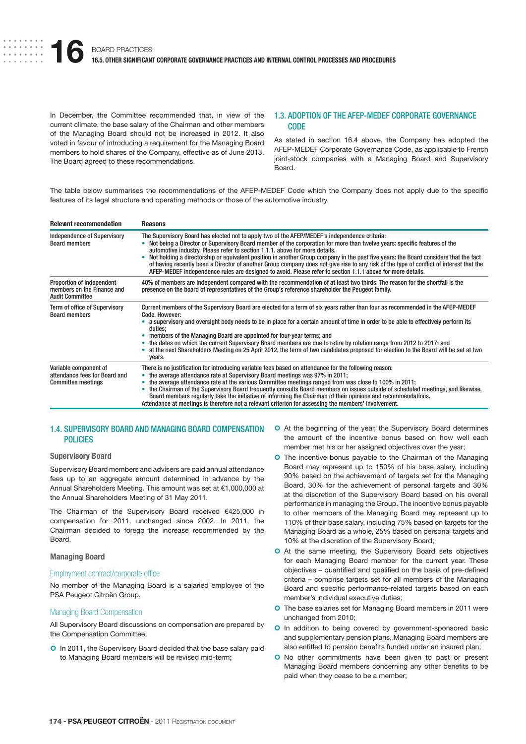In December, the Committee recommended that, in view of the current climate, the base salary of the Chairman and other members of the Managing Board should not be increased in 2012. It also voted in favour of introducing a requirement for the Managing Board members to hold shares of the Company, effective as of June 2013. The Board agreed to these recommendations.

## 1.3. ADOPTION OF THE AFEP-MEDEF CORPORATE GOVERNANCE CODE

As stated in section 16.4 above, the Company has adopted the AFEP-MEDEF Corporate Governance Code, as applicable to French joint-stock companies with a Managing Board and Supervisory Board.

The table below summarises the recommendations of the AFEP-MEDEF Code which the Company does not apply due to the specific features of its legal structure and operating methods or those of the automotive industry.

| Relevant recommendation | Reasons |
| --- | --- |
| Independence of Supervisory Board members | The Supervisory Board has elected not to apply two of the AFEP/MEDEF's independence criteria:<br>• Not being a Director or Supervisory Board member of the corporation for more than twelve years: specific features of the automotive industry. Please refer to section 1.1.1. above for more details.<br>• Not holding a directorship or equivalent position in another Group company in the past five years: the Board considers that the fact of having recently been a Director of another Group company does not give rise to any risk of the type of conflict of interest that the AFEP-MEDEF independence rules are designed to avoid. Please refer to section 1.1.1 above for more details. |
| Proportion of independent members on the Finance and Audit Committee | 40% of members are independent compared with the recommendation of at least two thirds: The reason for the shortfall is the presence on the board of representatives of the Group's reference shareholder the Peugeot family. |
| Term of office of Supervisory Board members | Current members of the Supervisory Board are elected for a term of six years rather than four as recommended in the AFEP-MEDEF Code. However:<br>• a supervisory and oversight body needs to be in place for a certain amount of time in order to be able to effectively perform its duties;<br>• members of the Managing Board are appointed for four-year terms; and<br>• the dates on which the current Supervisory Board members are due to retire by rotation range from 2012 to 2017; and<br>• at the next Shareholders Meeting on 25 April 2012, the term of two candidates proposed for election to the Board will be set at two years. |
| Variable component of attendance fees for Board and Committee meetings | There is no justification for introducing variable fees based on attendance for the following reason:<br>• the average attendance rate at Supervisory Board meetings was 97% in 2011;<br>• the average attendance rate at the various Committee meetings ranged from was close to 100% in 2011;<br>• the Chairman of the Supervisory Board frequently consults Board members on issues outside of scheduled meetings, and likewise, Board members regularly take the initiative of informing the Chairman of their opinions and recommendations.<br>Attendance at meetings is therefore not a relevant criterion for assessing the members' involvement. |

## 1.4. SUPERVISORY BOARD AND MANAGING BOARD COMPENSATION POLICIES

### Supervisory Board

Supervisory Board members and advisers are paid annual attendance fees up to an aggregate amount determined in advance by the Annual Shareholders Meeting. This amount was set at €1,000,000 at the Annual Shareholders Meeting of 31 May 2011.

The Chairman of the Supervisory Board received €425,000 in compensation for 2011, unchanged since 2002. In 2011, the Chairman decided to forego the increase recommended by the Board.

### Managing Board

#### Employment contract/corporate office

No member of the Managing Board is a salaried employee of the PSA Peugeot Citroën Group.

#### Managing Board Compensation

All Supervisory Board discussions on compensation are prepared by the Compensation Committee.

- In 2011, the Supervisory Board decided that the base salary paid to Managing Board members will be revised mid-term;
- At the beginning of the year, the Supervisory Board determines the amount of the incentive bonus based on how well each member met his or her assigned objectives over the year;
- The incentive bonus payable to the Chairman of the Managing Board may represent up to 150% of his base salary, including 90% based on the achievement of targets set for the Managing Board, 30% for the achievement of personal targets and 30% at the discretion of the Supervisory Board based on his overall performance in managing the Group. The incentive bonus payable to other members of the Managing Board may represent up to 110% of their base salary, including 75% based on targets for the Managing Board as a whole, 25% based on personal targets and 10% at the discretion of the Supervisory Board;
- At the same meeting, the Supervisory Board sets objectives for each Managing Board member for the current year. These objectives – quantified and qualified on the basis of pre-defined criteria – comprise targets set for all members of the Managing Board and specific performance-related targets based on each member's individual executive duties;
- The base salaries set for Managing Board members in 2011 were unchanged from 2010;
- In addition to being covered by government-sponsored basic and supplementary pension plans, Managing Board members are also entitled to pension benefits funded under an insured plan;
- No other commitments have been given to past or present Managing Board members concerning any other benefits to be paid when they cease to be a member;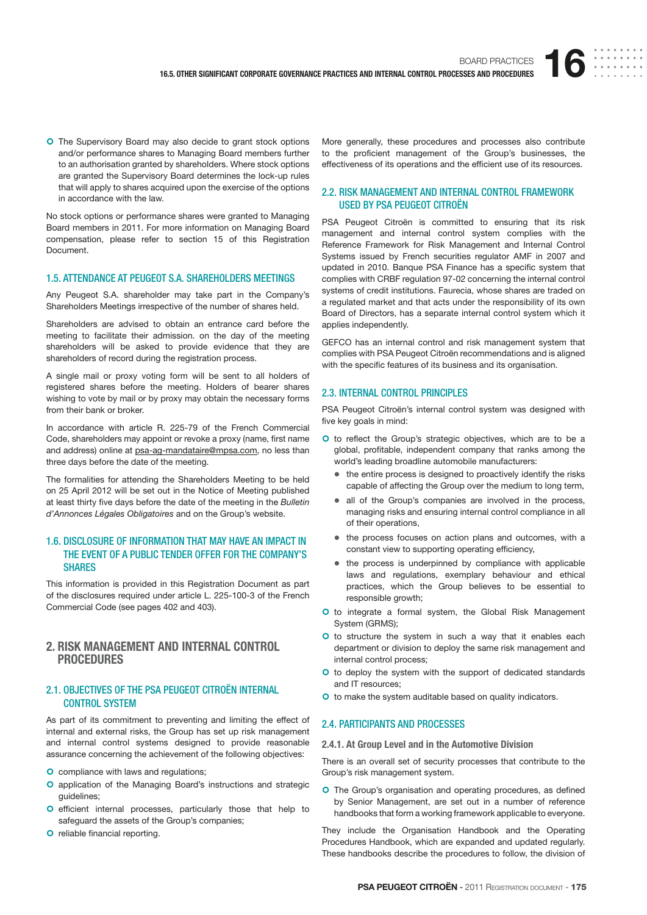- The Supervisory Board may also decide to grant stock options and/or performance shares to Managing Board members further to an authorisation granted by shareholders. Where stock options are granted the Supervisory Board determines the lock-up rules that will apply to shares acquired upon the exercise of the options in accordance with the law.

No stock options or performance shares were granted to Managing Board members in 2011. For more information on Managing Board compensation, please refer to section 15 of this Registration Document.

### 1.5. ATTENDANCE AT PEUGEOT S.A. SHAREHOLDERS MEETINGS

Any Peugeot S.A. shareholder may take part in the Company's Shareholders Meetings irrespective of the number of shares held.

Shareholders are advised to obtain an entrance card before the meeting to facilitate their admission. on the day of the meeting shareholders will be asked to provide evidence that they are shareholders of record during the registration process.

A single mail or proxy voting form will be sent to all holders of registered shares before the meeting. Holders of bearer shares wishing to vote by mail or by proxy may obtain the necessary forms from their bank or broker.

In accordance with article R. 225-79 of the French Commercial Code, shareholders may appoint or revoke a proxy (name, first name and address) online at psa-ag-mandataire@mpsa.com, no less than three days before the date of the meeting.

The formalities for attending the Shareholders Meeting to be held on 25 April 2012 will be set out in the Notice of Meeting published at least thirty five days before the date of the meeting in the *Bulletin d'Annonces Légales Obligatoires* and on the Group's website.

### 1.6. DISCLOSURE OF INFORMATION THAT MAY HAVE AN IMPACT IN THE EVENT OF A PUBLIC TENDER OFFER FOR THE COMPANY'S SHARES

This information is provided in this Registration Document as part of the disclosures required under article L. 225-100-3 of the French Commercial Code (see pages 402 and 403).

## 2. RISK MANAGEMENT AND INTERNAL CONTROL PROCEDURES

### 2.1. OBJECTIVES OF THE PSA PEUGEOT CITROËN INTERNAL CONTROL SYSTEM

As part of its commitment to preventing and limiting the effect of internal and external risks, the Group has set up risk management and internal control systems designed to provide reasonable assurance concerning the achievement of the following objectives:

- compliance with laws and regulations;
- application of the Managing Board's instructions and strategic guidelines;
- efficient internal processes, particularly those that help to safeguard the assets of the Group's companies;
- reliable financial reporting.

More generally, these procedures and processes also contribute to the proficient management of the Group's businesses, the effectiveness of its operations and the efficient use of its resources.

### 2.2. RISK MANAGEMENT AND INTERNAL CONTROL FRAMEWORK USED BY PSA PEUGEOT CITROËN

PSA Peugeot Citroën is committed to ensuring that its risk management and internal control system complies with the Reference Framework for Risk Management and Internal Control Systems issued by French securities regulator AMF in 2007 and updated in 2010. Banque PSA Finance has a specific system that complies with CRBF regulation 97-02 concerning the internal control systems of credit institutions. Faurecia, whose shares are traded on a regulated market and that acts under the responsibility of its own Board of Directors, has a separate internal control system which it applies independently.

GEFCO has an internal control and risk management system that complies with PSA Peugeot Citroën recommendations and is aligned with the specific features of its business and its organisation.

### 2.3. INTERNAL CONTROL PRINCIPLES

PSA Peugeot Citroën's internal control system was designed with five key goals in mind:

- to reflect the Group's strategic objectives, which are to be a global, profitable, independent company that ranks among the world's leading broadline automobile manufacturers:
  - the entire process is designed to proactively identify the risks capable of affecting the Group over the medium to long term,
  - all of the Group's companies are involved in the process, managing risks and ensuring internal control compliance in all of their operations,
  - the process focuses on action plans and outcomes, with a constant view to supporting operating efficiency,
  - the process is underpinned by compliance with applicable laws and regulations, exemplary behaviour and ethical practices, which the Group believes to be essential to responsible growth;
- to integrate a formal system, the Global Risk Management System (GRMS);
- to structure the system in such a way that it enables each department or division to deploy the same risk management and internal control process;
- to deploy the system with the support of dedicated standards and IT resources;
- to make the system auditable based on quality indicators.

### 2.4. PARTICIPANTS AND PROCESSES

#### 2.4.1. At Group Level and in the Automotive Division

There is an overall set of security processes that contribute to the Group's risk management system.

- The Group's organisation and operating procedures, as defined by Senior Management, are set out in a number of reference handbooks that form a working framework applicable to everyone.

They include the Organisation Handbook and the Operating Procedures Handbook, which are expanded and updated regularly. These handbooks describe the procedures to follow, the division of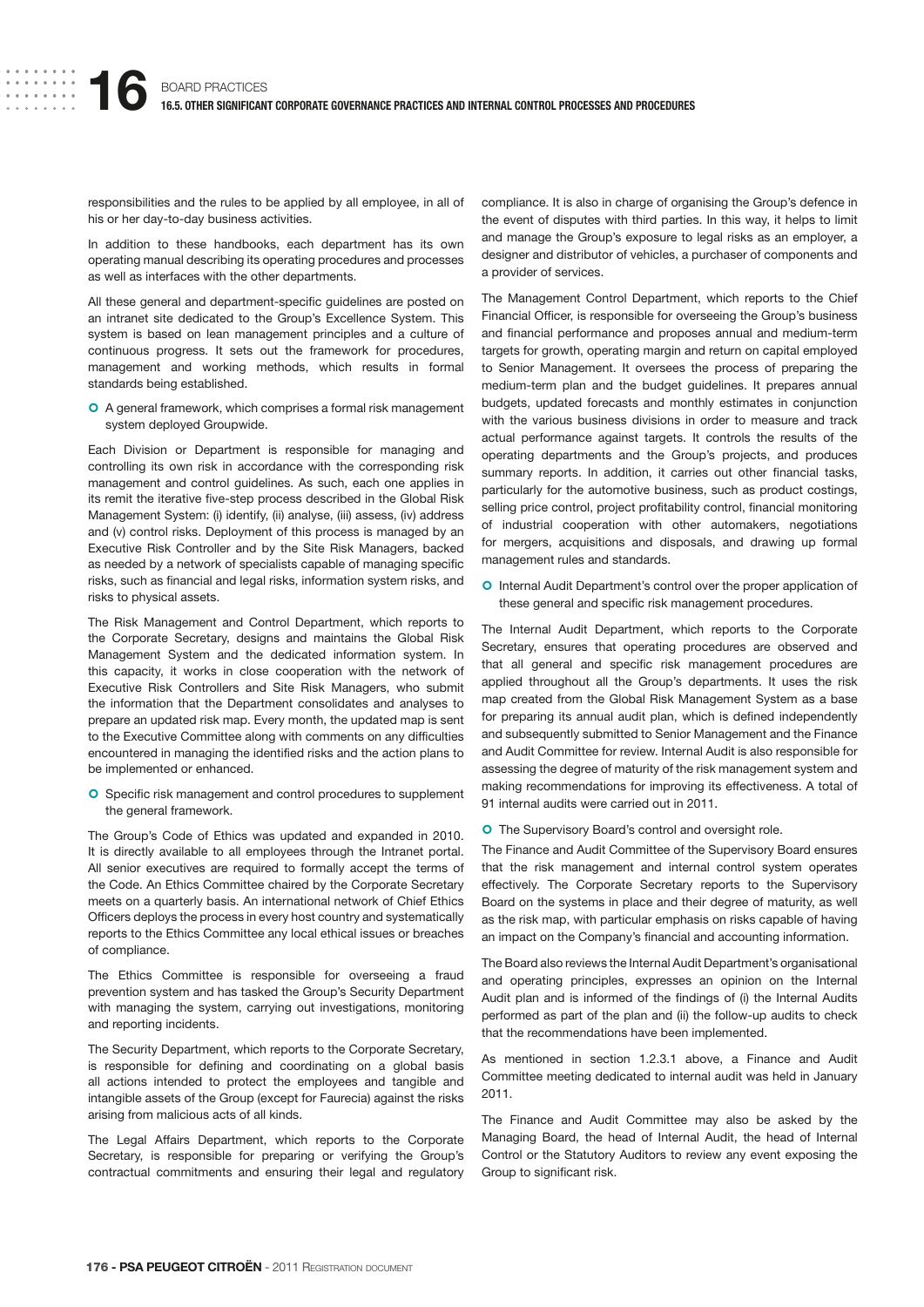responsibilities and the rules to be applied by all employee, in all of his or her day-to-day business activities.

In addition to these handbooks, each department has its own operating manual describing its operating procedures and processes as well as interfaces with the other departments.

All these general and department-specific guidelines are posted on an intranet site dedicated to the Group's Excellence System. This system is based on lean management principles and a culture of continuous progress. It sets out the framework for procedures, management and working methods, which results in formal standards being established.

- A general framework, which comprises a formal risk management system deployed Groupwide.

Each Division or Department is responsible for managing and controlling its own risk in accordance with the corresponding risk management and control guidelines. As such, each one applies in its remit the iterative five-step process described in the Global Risk Management System: (i) identify, (ii) analyse, (iii) assess, (iv) address and (v) control risks. Deployment of this process is managed by an Executive Risk Controller and by the Site Risk Managers, backed as needed by a network of specialists capable of managing specific risks, such as financial and legal risks, information system risks, and risks to physical assets.

The Risk Management and Control Department, which reports to the Corporate Secretary, designs and maintains the Global Risk Management System and the dedicated information system. In this capacity, it works in close cooperation with the network of Executive Risk Controllers and Site Risk Managers, who submit the information that the Department consolidates and analyses to prepare an updated risk map. Every month, the updated map is sent to the Executive Committee along with comments on any difficulties encountered in managing the identified risks and the action plans to be implemented or enhanced.

- Specific risk management and control procedures to supplement the general framework.

The Group's Code of Ethics was updated and expanded in 2010. It is directly available to all employees through the Intranet portal. All senior executives are required to formally accept the terms of the Code. An Ethics Committee chaired by the Corporate Secretary meets on a quarterly basis. An international network of Chief Ethics Officers deploys the process in every host country and systematically reports to the Ethics Committee any local ethical issues or breaches of compliance.

The Ethics Committee is responsible for overseeing a fraud prevention system and has tasked the Group's Security Department with managing the system, carrying out investigations, monitoring and reporting incidents.

The Security Department, which reports to the Corporate Secretary, is responsible for defining and coordinating on a global basis all actions intended to protect the employees and tangible and intangible assets of the Group (except for Faurecia) against the risks arising from malicious acts of all kinds.

The Legal Affairs Department, which reports to the Corporate Secretary, is responsible for preparing or verifying the Group's contractual commitments and ensuring their legal and regulatory compliance. It is also in charge of organising the Group's defence in the event of disputes with third parties. In this way, it helps to limit and manage the Group's exposure to legal risks as an employer, a designer and distributor of vehicles, a purchaser of components and a provider of services.

The Management Control Department, which reports to the Chief Financial Officer, is responsible for overseeing the Group's business and financial performance and proposes annual and medium-term targets for growth, operating margin and return on capital employed to Senior Management. It oversees the process of preparing the medium-term plan and the budget guidelines. It prepares annual budgets, updated forecasts and monthly estimates in conjunction with the various business divisions in order to measure and track actual performance against targets. It controls the results of the operating departments and the Group's projects, and produces summary reports. In addition, it carries out other financial tasks, particularly for the automotive business, such as product costings, selling price control, project profitability control, financial monitoring of industrial cooperation with other automakers, negotiations for mergers, acquisitions and disposals, and drawing up formal management rules and standards.

- Internal Audit Department's control over the proper application of these general and specific risk management procedures.

The Internal Audit Department, which reports to the Corporate Secretary, ensures that operating procedures are observed and that all general and specific risk management procedures are applied throughout all the Group's departments. It uses the risk map created from the Global Risk Management System as a base for preparing its annual audit plan, which is defined independently and subsequently submitted to Senior Management and the Finance and Audit Committee for review. Internal Audit is also responsible for assessing the degree of maturity of the risk management system and making recommendations for improving its effectiveness. A total of 91 internal audits were carried out in 2011.

- The Supervisory Board's control and oversight role.

The Finance and Audit Committee of the Supervisory Board ensures that the risk management and internal control system operates effectively. The Corporate Secretary reports to the Supervisory Board on the systems in place and their degree of maturity, as well as the risk map, with particular emphasis on risks capable of having an impact on the Company's financial and accounting information.

The Board also reviews the Internal Audit Department's organisational and operating principles, expresses an opinion on the Internal Audit plan and is informed of the findings of (i) the Internal Audits performed as part of the plan and (ii) the follow-up audits to check that the recommendations have been implemented.

As mentioned in section 1.2.3.1 above, a Finance and Audit Committee meeting dedicated to internal audit was held in January 2011.

The Finance and Audit Committee may also be asked by the Managing Board, the head of Internal Audit, the head of Internal Control or the Statutory Auditors to review any event exposing the Group to significant risk.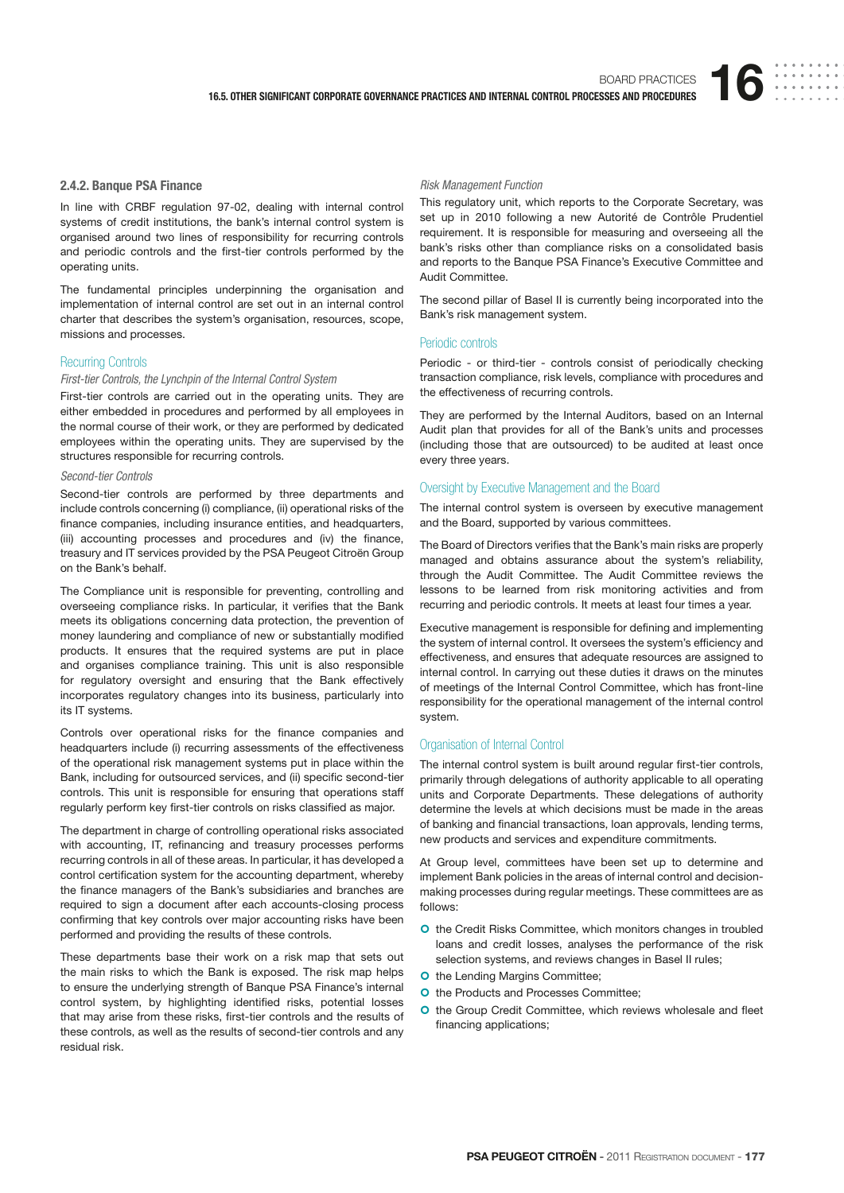### 2.4.2. Banque PSA Finance

In line with CRBF regulation 97-02, dealing with internal control systems of credit institutions, the bank's internal control system is organised around two lines of responsibility for recurring controls and periodic controls and the first-tier controls performed by the operating units.

The fundamental principles underpinning the organisation and implementation of internal control are set out in an internal control charter that describes the system's organisation, resources, scope, missions and processes.

#### Recurring Controls

*First-tier Controls, the Lynchpin of the Internal Control System*

First-tier controls are carried out in the operating units. They are either embedded in procedures and performed by all employees in the normal course of their work, or they are performed by dedicated employees within the operating units. They are supervised by the structures responsible for recurring controls.

*Second-tier Controls*

Second-tier controls are performed by three departments and include controls concerning (i) compliance, (ii) operational risks of the finance companies, including insurance entities, and headquarters, (iii) accounting processes and procedures and (iv) the finance, treasury and IT services provided by the PSA Peugeot Citroën Group on the Bank's behalf.

The Compliance unit is responsible for preventing, controlling and overseeing compliance risks. In particular, it verifies that the Bank meets its obligations concerning data protection, the prevention of money laundering and compliance of new or substantially modified products. It ensures that the required systems are put in place and organises compliance training. This unit is also responsible for regulatory oversight and ensuring that the Bank effectively incorporates regulatory changes into its business, particularly into its IT systems.

Controls over operational risks for the finance companies and headquarters include (i) recurring assessments of the effectiveness of the operational risk management systems put in place within the Bank, including for outsourced services, and (ii) specific second-tier controls. This unit is responsible for ensuring that operations staff regularly perform key first-tier controls on risks classified as major.

The department in charge of controlling operational risks associated with accounting, IT, refinancing and treasury processes performs recurring controls in all of these areas. In particular, it has developed a control certification system for the accounting department, whereby the finance managers of the Bank's subsidiaries and branches are required to sign a document after each accounts-closing process confirming that key controls over major accounting risks have been performed and providing the results of these controls.

These departments base their work on a risk map that sets out the main risks to which the Bank is exposed. The risk map helps to ensure the underlying strength of Banque PSA Finance's internal control system, by highlighting identified risks, potential losses that may arise from these risks, first-tier controls and the results of these controls, as well as the results of second-tier controls and any residual risk.

*Risk Management Function*

This regulatory unit, which reports to the Corporate Secretary, was set up in 2010 following a new Autorité de Contrôle Prudentiel requirement. It is responsible for measuring and overseeing all the bank's risks other than compliance risks on a consolidated basis and reports to the Banque PSA Finance's Executive Committee and Audit Committee.

The second pillar of Basel II is currently being incorporated into the Bank's risk management system.

#### Periodic controls

Periodic - or third-tier - controls consist of periodically checking transaction compliance, risk levels, compliance with procedures and the effectiveness of recurring controls.

They are performed by the Internal Auditors, based on an Internal Audit plan that provides for all of the Bank's units and processes (including those that are outsourced) to be audited at least once every three years.

#### Oversight by Executive Management and the Board

The internal control system is overseen by executive management and the Board, supported by various committees.

The Board of Directors verifies that the Bank's main risks are properly managed and obtains assurance about the system's reliability, through the Audit Committee. The Audit Committee reviews the lessons to be learned from risk monitoring activities and from recurring and periodic controls. It meets at least four times a year.

Executive management is responsible for defining and implementing the system of internal control. It oversees the system's efficiency and effectiveness, and ensures that adequate resources are assigned to internal control. In carrying out these duties it draws on the minutes of meetings of the Internal Control Committee, which has front-line responsibility for the operational management of the internal control system.

#### Organisation of Internal Control

The internal control system is built around regular first-tier controls, primarily through delegations of authority applicable to all operating units and Corporate Departments. These delegations of authority determine the levels at which decisions must be made in the areas of banking and financial transactions, loan approvals, lending terms, new products and services and expenditure commitments.

At Group level, committees have been set up to determine and implement Bank policies in the areas of internal control and decision-making processes during regular meetings. These committees are as follows:

- the Credit Risks Committee, which monitors changes in troubled loans and credit losses, analyses the performance of the risk selection systems, and reviews changes in Basel II rules;
- the Lending Margins Committee;
- the Products and Processes Committee;
- the Group Credit Committee, which reviews wholesale and fleet financing applications;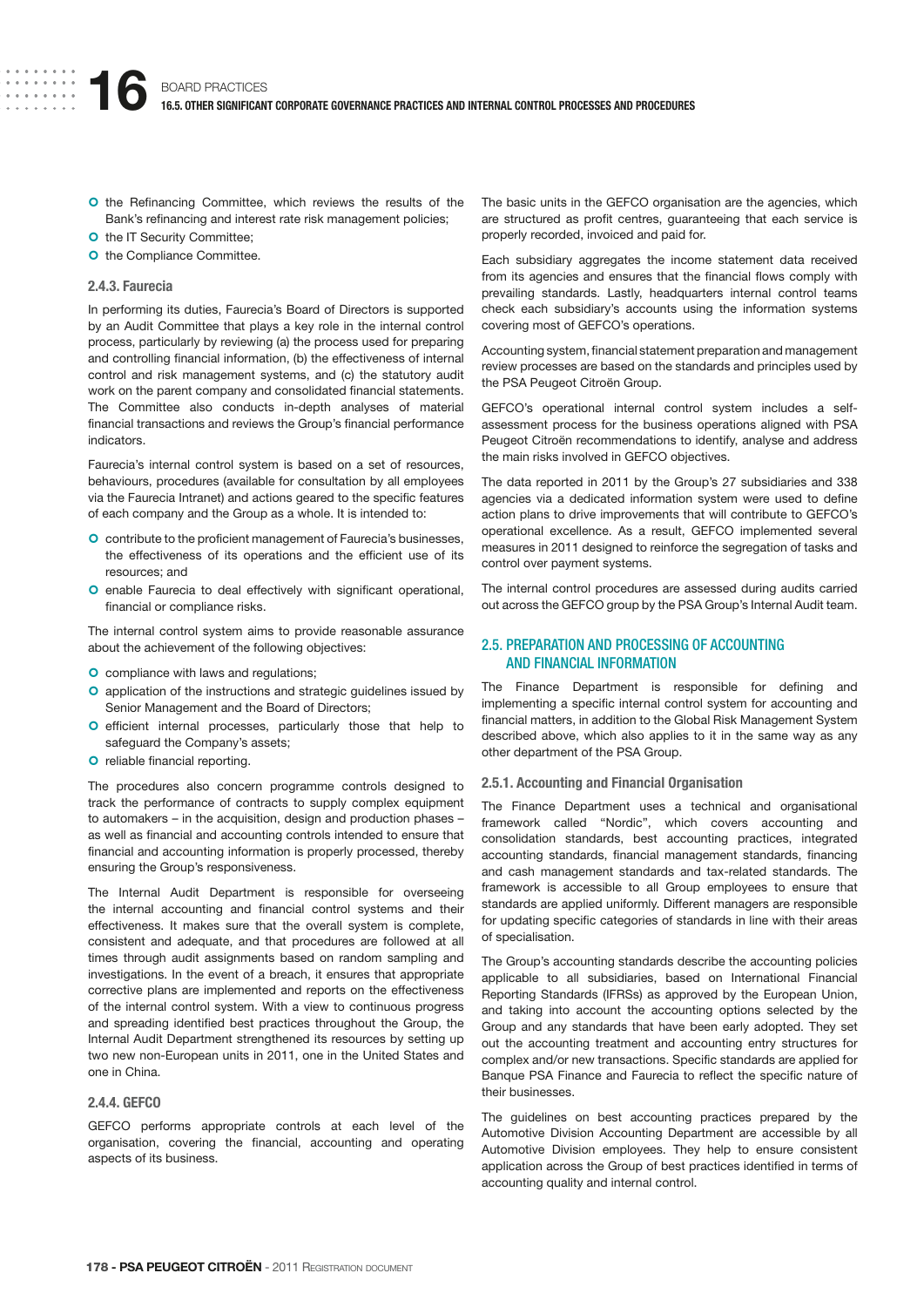- the Refinancing Committee, which reviews the results of the Bank's refinancing and interest rate risk management policies;
- the IT Security Committee;
- the Compliance Committee.

#### 2.4.3. Faurecia

In performing its duties, Faurecia's Board of Directors is supported by an Audit Committee that plays a key role in the internal control process, particularly by reviewing (a) the process used for preparing and controlling financial information, (b) the effectiveness of internal control and risk management systems, and (c) the statutory audit work on the parent company and consolidated financial statements. The Committee also conducts in-depth analyses of material financial transactions and reviews the Group's financial performance indicators.

Faurecia's internal control system is based on a set of resources, behaviours, procedures (available for consultation by all employees via the Faurecia Intranet) and actions geared to the specific features of each company and the Group as a whole. It is intended to:

- contribute to the proficient management of Faurecia's businesses, the effectiveness of its operations and the efficient use of its resources; and
- enable Faurecia to deal effectively with significant operational, financial or compliance risks.

The internal control system aims to provide reasonable assurance about the achievement of the following objectives:

- compliance with laws and regulations;
- application of the instructions and strategic guidelines issued by Senior Management and the Board of Directors;
- efficient internal processes, particularly those that help to safeguard the Company's assets;
- reliable financial reporting.

The procedures also concern programme controls designed to track the performance of contracts to supply complex equipment to automakers – in the acquisition, design and production phases – as well as financial and accounting controls intended to ensure that financial and accounting information is properly processed, thereby ensuring the Group's responsiveness.

The Internal Audit Department is responsible for overseeing the internal accounting and financial control systems and their effectiveness. It makes sure that the overall system is complete, consistent and adequate, and that procedures are followed at all times through audit assignments based on random sampling and investigations. In the event of a breach, it ensures that appropriate corrective plans are implemented and reports on the effectiveness of the internal control system. With a view to continuous progress and spreading identified best practices throughout the Group, the Internal Audit Department strengthened its resources by setting up two new non-European units in 2011, one in the United States and one in China.

#### 2.4.4. GEFCO

GEFCO performs appropriate controls at each level of the organisation, covering the financial, accounting and operating aspects of its business.

The basic units in the GEFCO organisation are the agencies, which are structured as profit centres, guaranteeing that each service is properly recorded, invoiced and paid for.

Each subsidiary aggregates the income statement data received from its agencies and ensures that the financial flows comply with prevailing standards. Lastly, headquarters internal control teams check each subsidiary's accounts using the information systems covering most of GEFCO's operations.

Accounting system, financial statement preparation and management review processes are based on the standards and principles used by the PSA Peugeot Citroën Group.

GEFCO's operational internal control system includes a self-assessment process for the business operations aligned with PSA Peugeot Citroën recommendations to identify, analyse and address the main risks involved in GEFCO objectives.

The data reported in 2011 by the Group's 27 subsidiaries and 338 agencies via a dedicated information system were used to define action plans to drive improvements that will contribute to GEFCO's operational excellence. As a result, GEFCO implemented several measures in 2011 designed to reinforce the segregation of tasks and control over payment systems.

The internal control procedures are assessed during audits carried out across the GEFCO group by the PSA Group's Internal Audit team.

### 2.5. PREPARATION AND PROCESSING OF ACCOUNTING AND FINANCIAL INFORMATION

The Finance Department is responsible for defining and implementing a specific internal control system for accounting and financial matters, in addition to the Global Risk Management System described above, which also applies to it in the same way as any other department of the PSA Group.

#### 2.5.1. Accounting and Financial Organisation

The Finance Department uses a technical and organisational framework called "Nordic", which covers accounting and consolidation standards, best accounting practices, integrated accounting standards, financial management standards, financing and cash management standards and tax-related standards. The framework is accessible to all Group employees to ensure that standards are applied uniformly. Different managers are responsible for updating specific categories of standards in line with their areas of specialisation.

The Group's accounting standards describe the accounting policies applicable to all subsidiaries, based on International Financial Reporting Standards (IFRSs) as approved by the European Union, and taking into account the accounting options selected by the Group and any standards that have been early adopted. They set out the accounting treatment and accounting entry structures for complex and/or new transactions. Specific standards are applied for Banque PSA Finance and Faurecia to reflect the specific nature of their businesses.

The guidelines on best accounting practices prepared by the Automotive Division Accounting Department are accessible by all Automotive Division employees. They help to ensure consistent application across the Group of best practices identified in terms of accounting quality and internal control.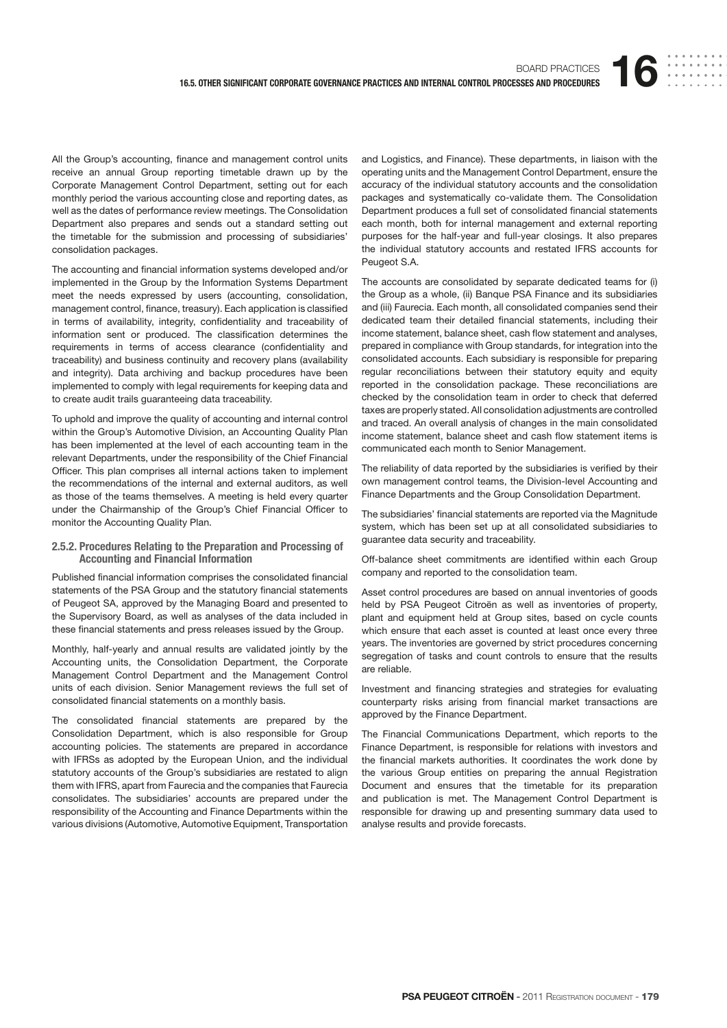All the Group's accounting, finance and management control units receive an annual Group reporting timetable drawn up by the Corporate Management Control Department, setting out for each monthly period the various accounting close and reporting dates, as well as the dates of performance review meetings. The Consolidation Department also prepares and sends out a standard setting out the timetable for the submission and processing of subsidiaries' consolidation packages.

The accounting and financial information systems developed and/or implemented in the Group by the Information Systems Department meet the needs expressed by users (accounting, consolidation, management control, finance, treasury). Each application is classified in terms of availability, integrity, confidentiality and traceability of information sent or produced. The classification determines the requirements in terms of access clearance (confidentiality and traceability) and business continuity and recovery plans (availability and integrity). Data archiving and backup procedures have been implemented to comply with legal requirements for keeping data and to create audit trails guaranteeing data traceability.

To uphold and improve the quality of accounting and internal control within the Group's Automotive Division, an Accounting Quality Plan has been implemented at the level of each accounting team in the relevant Departments, under the responsibility of the Chief Financial Officer. This plan comprises all internal actions taken to implement the recommendations of the internal and external auditors, as well as those of the teams themselves. A meeting is held every quarter under the Chairmanship of the Group's Chief Financial Officer to monitor the Accounting Quality Plan.

### 2.5.2. Procedures Relating to the Preparation and Processing of Accounting and Financial Information

Published financial information comprises the consolidated financial statements of the PSA Group and the statutory financial statements of Peugeot SA, approved by the Managing Board and presented to the Supervisory Board, as well as analyses of the data included in these financial statements and press releases issued by the Group.

Monthly, half-yearly and annual results are validated jointly by the Accounting units, the Consolidation Department, the Corporate Management Control Department and the Management Control units of each division. Senior Management reviews the full set of consolidated financial statements on a monthly basis.

The consolidated financial statements are prepared by the Consolidation Department, which is also responsible for Group accounting policies. The statements are prepared in accordance with IFRSs as adopted by the European Union, and the individual statutory accounts of the Group's subsidiaries are restated to align them with IFRS, apart from Faurecia and the companies that Faurecia consolidates. The subsidiaries' accounts are prepared under the responsibility of the Accounting and Finance Departments within the various divisions (Automotive, Automotive Equipment, Transportation and Logistics, and Finance). These departments, in liaison with the operating units and the Management Control Department, ensure the accuracy of the individual statutory accounts and the consolidation packages and systematically co-validate them. The Consolidation Department produces a full set of consolidated financial statements each month, both for internal management and external reporting purposes for the half-year and full-year closings. It also prepares the individual statutory accounts and restated IFRS accounts for Peugeot S.A.

The accounts are consolidated by separate dedicated teams for (i) the Group as a whole, (ii) Banque PSA Finance and its subsidiaries and (iii) Faurecia. Each month, all consolidated companies send their dedicated team their detailed financial statements, including their income statement, balance sheet, cash flow statement and analyses, prepared in compliance with Group standards, for integration into the consolidated accounts. Each subsidiary is responsible for preparing regular reconciliations between their statutory equity and equity reported in the consolidation package. These reconciliations are checked by the consolidation team in order to check that deferred taxes are properly stated. All consolidation adjustments are controlled and traced. An overall analysis of changes in the main consolidated income statement, balance sheet and cash flow statement items is communicated each month to Senior Management.

The reliability of data reported by the subsidiaries is verified by their own management control teams, the Division-level Accounting and Finance Departments and the Group Consolidation Department.

The subsidiaries' financial statements are reported via the Magnitude system, which has been set up at all consolidated subsidiaries to guarantee data security and traceability.

Off-balance sheet commitments are identified within each Group company and reported to the consolidation team.

Asset control procedures are based on annual inventories of goods held by PSA Peugeot Citroën as well as inventories of property, plant and equipment held at Group sites, based on cycle counts which ensure that each asset is counted at least once every three years. The inventories are governed by strict procedures concerning segregation of tasks and count controls to ensure that the results are reliable.

Investment and financing strategies and strategies for evaluating counterparty risks arising from financial market transactions are approved by the Finance Department.

The Financial Communications Department, which reports to the Finance Department, is responsible for relations with investors and the financial markets authorities. It coordinates the work done by the various Group entities on preparing the annual Registration Document and ensures that the timetable for its preparation and publication is met. The Management Control Department is responsible for drawing up and presenting summary data used to analyse results and provide forecasts.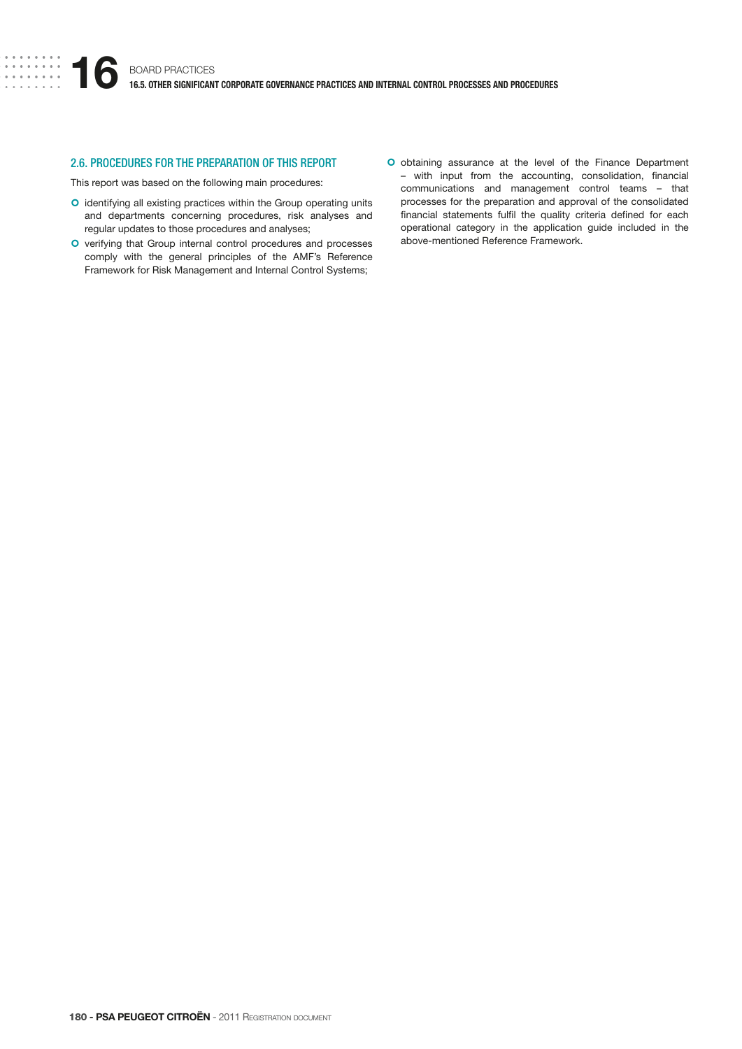### 2.6. PROCEDURES FOR THE PREPARATION OF THIS REPORT

This report was based on the following main procedures:

- identifying all existing practices within the Group operating units and departments concerning procedures, risk analyses and regular updates to those procedures and analyses;
- verifying that Group internal control procedures and processes comply with the general principles of the AMF's Reference Framework for Risk Management and Internal Control Systems;
- obtaining assurance at the level of the Finance Department – with input from the accounting, consolidation, financial communications and management control teams – that processes for the preparation and approval of the consolidated financial statements fulfil the quality criteria defined for each operational category in the application guide included in the above-mentioned Reference Framework.